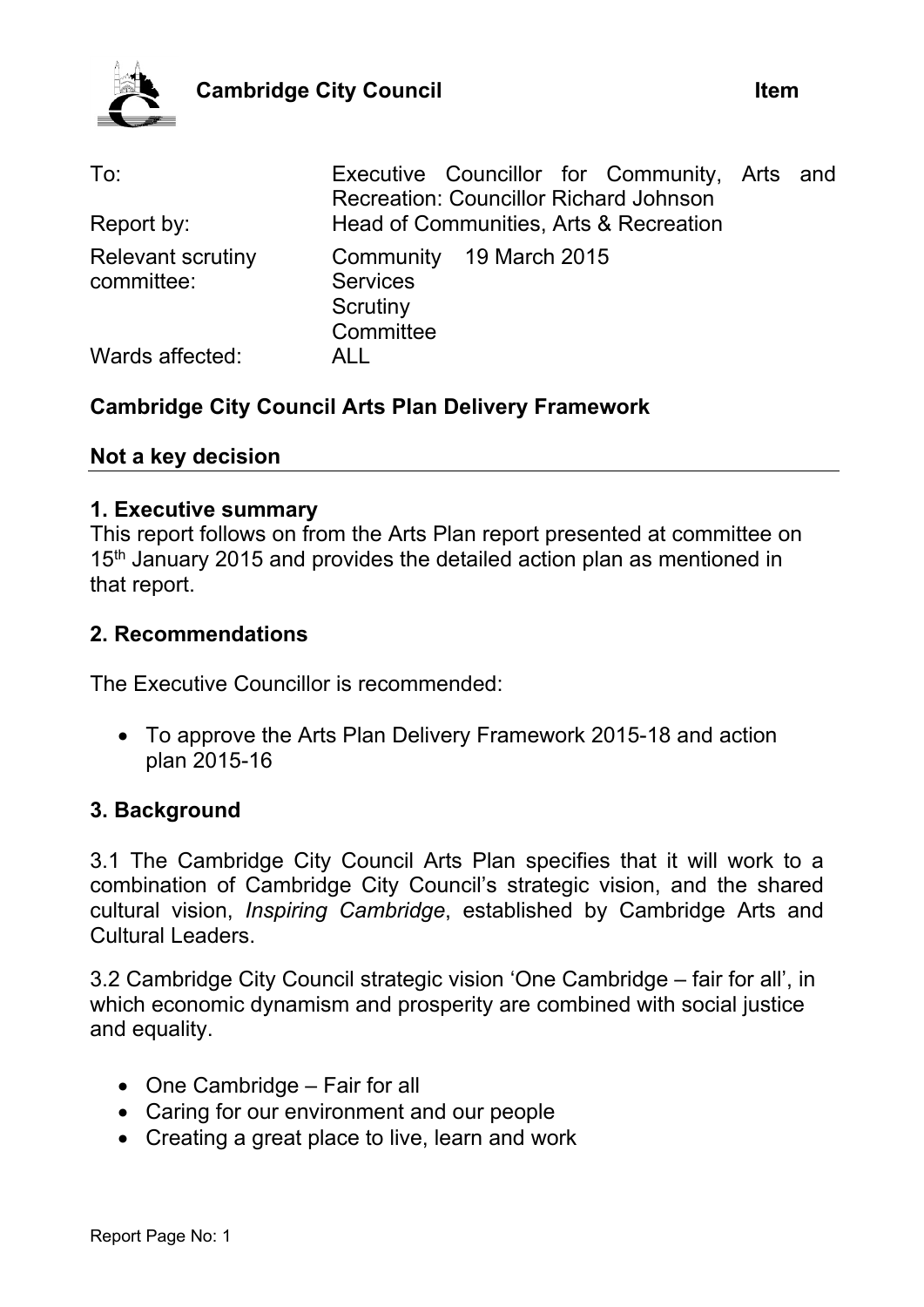**Cambridge City Council** **Item**

| | |
|---|---|
| To: | Executive Councillor for Community, Arts and Recreation: Councillor Richard Johnson |
| Report by: | Head of Communities, Arts & Recreation |
| Relevant scrutiny committee: | Community Services Scrutiny Committee 19 March 2015 |
| Wards affected: | ALL |

**Cambridge City Council Arts Plan Delivery Framework**

**Not a key decision**

---

## 1. Executive summary

This report follows on from the Arts Plan report presented at committee on 15th January 2015 and provides the detailed action plan as mentioned in that report.

## 2. Recommendations

The Executive Councillor is recommended:

- To approve the Arts Plan Delivery Framework 2015-18 and action plan 2015-16

## 3. Background

3.1 The Cambridge City Council Arts Plan specifies that it will work to a combination of Cambridge City Council's strategic vision, and the shared cultural vision, *Inspiring Cambridge*, established by Cambridge Arts and Cultural Leaders.

3.2 Cambridge City Council strategic vision 'One Cambridge – fair for all', in which economic dynamism and prosperity are combined with social justice and equality.

- One Cambridge – Fair for all
- Caring for our environment and our people
- Creating a great place to live, learn and work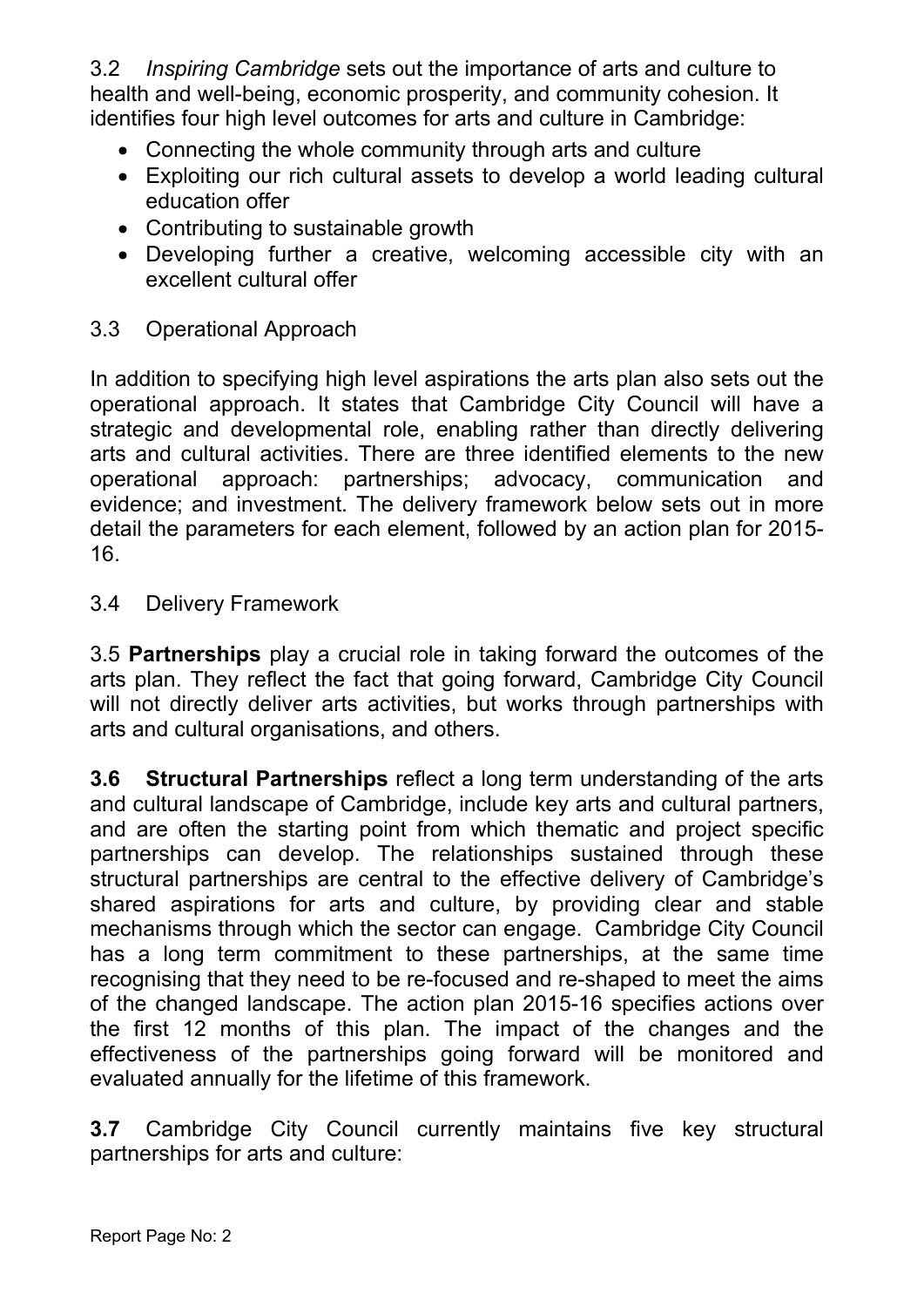3.2 *Inspiring Cambridge* sets out the importance of arts and culture to health and well-being, economic prosperity, and community cohesion. It identifies four high level outcomes for arts and culture in Cambridge:

- Connecting the whole community through arts and culture
- Exploiting our rich cultural assets to develop a world leading cultural education offer
- Contributing to sustainable growth
- Developing further a creative, welcoming accessible city with an excellent cultural offer

3.3 Operational Approach

In addition to specifying high level aspirations the arts plan also sets out the operational approach. It states that Cambridge City Council will have a strategic and developmental role, enabling rather than directly delivering arts and cultural activities. There are three identified elements to the new operational approach: partnerships; advocacy, communication and evidence; and investment. The delivery framework below sets out in more detail the parameters for each element, followed by an action plan for 2015-16.

3.4 Delivery Framework

3.5 **Partnerships** play a crucial role in taking forward the outcomes of the arts plan. They reflect the fact that going forward, Cambridge City Council will not directly deliver arts activities, but works through partnerships with arts and cultural organisations, and others.

**3.6 Structural Partnerships** reflect a long term understanding of the arts and cultural landscape of Cambridge, include key arts and cultural partners, and are often the starting point from which thematic and project specific partnerships can develop. The relationships sustained through these structural partnerships are central to the effective delivery of Cambridge's shared aspirations for arts and culture, by providing clear and stable mechanisms through which the sector can engage. Cambridge City Council has a long term commitment to these partnerships, at the same time recognising that they need to be re-focused and re-shaped to meet the aims of the changed landscape. The action plan 2015-16 specifies actions over the first 12 months of this plan. The impact of the changes and the effectiveness of the partnerships going forward will be monitored and evaluated annually for the lifetime of this framework.

**3.7** Cambridge City Council currently maintains five key structural partnerships for arts and culture: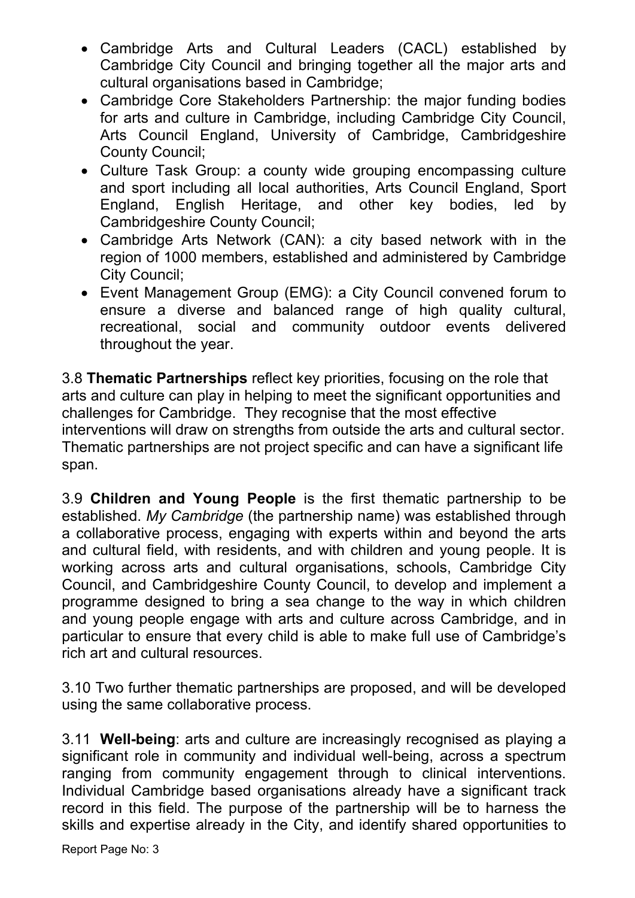- Cambridge Arts and Cultural Leaders (CACL) established by Cambridge City Council and bringing together all the major arts and cultural organisations based in Cambridge;
- Cambridge Core Stakeholders Partnership: the major funding bodies for arts and culture in Cambridge, including Cambridge City Council, Arts Council England, University of Cambridge, Cambridgeshire County Council;
- Culture Task Group: a county wide grouping encompassing culture and sport including all local authorities, Arts Council England, Sport England, English Heritage, and other key bodies, led by Cambridgeshire County Council;
- Cambridge Arts Network (CAN): a city based network with in the region of 1000 members, established and administered by Cambridge City Council;
- Event Management Group (EMG): a City Council convened forum to ensure a diverse and balanced range of high quality cultural, recreational, social and community outdoor events delivered throughout the year.

3.8 **Thematic Partnerships** reflect key priorities, focusing on the role that arts and culture can play in helping to meet the significant opportunities and challenges for Cambridge. They recognise that the most effective interventions will draw on strengths from outside the arts and cultural sector. Thematic partnerships are not project specific and can have a significant life span.

3.9 **Children and Young People** is the first thematic partnership to be established. *My Cambridge* (the partnership name) was established through a collaborative process, engaging with experts within and beyond the arts and cultural field, with residents, and with children and young people. It is working across arts and cultural organisations, schools, Cambridge City Council, and Cambridgeshire County Council, to develop and implement a programme designed to bring a sea change to the way in which children and young people engage with arts and culture across Cambridge, and in particular to ensure that every child is able to make full use of Cambridge's rich art and cultural resources.

3.10 Two further thematic partnerships are proposed, and will be developed using the same collaborative process.

3.11 **Well-being**: arts and culture are increasingly recognised as playing a significant role in community and individual well-being, across a spectrum ranging from community engagement through to clinical interventions. Individual Cambridge based organisations already have a significant track record in this field. The purpose of the partnership will be to harness the skills and expertise already in the City, and identify shared opportunities to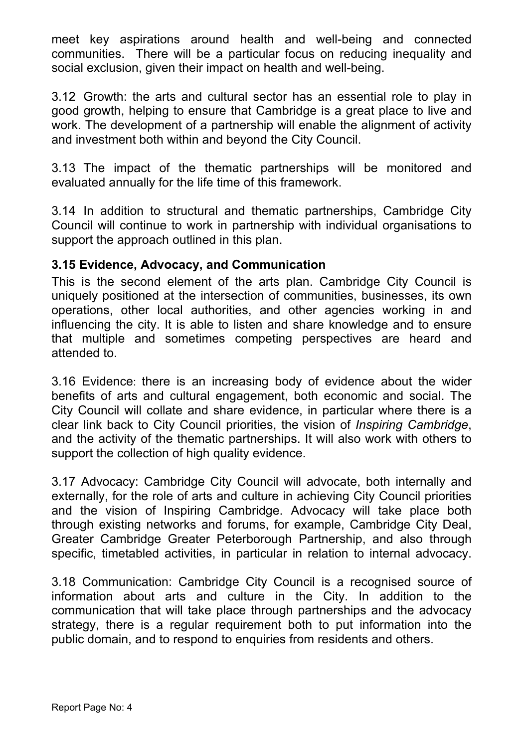meet key aspirations around health and well-being and connected communities. There will be a particular focus on reducing inequality and social exclusion, given their impact on health and well-being.

3.12 Growth: the arts and cultural sector has an essential role to play in good growth, helping to ensure that Cambridge is a great place to live and work. The development of a partnership will enable the alignment of activity and investment both within and beyond the City Council.

3.13 The impact of the thematic partnerships will be monitored and evaluated annually for the life time of this framework.

3.14 In addition to structural and thematic partnerships, Cambridge City Council will continue to work in partnership with individual organisations to support the approach outlined in this plan.

**3.15 Evidence, Advocacy, and Communication**

This is the second element of the arts plan. Cambridge City Council is uniquely positioned at the intersection of communities, businesses, its own operations, other local authorities, and other agencies working in and influencing the city. It is able to listen and share knowledge and to ensure that multiple and sometimes competing perspectives are heard and attended to.

3.16 Evidence: there is an increasing body of evidence about the wider benefits of arts and cultural engagement, both economic and social. The City Council will collate and share evidence, in particular where there is a clear link back to City Council priorities, the vision of *Inspiring Cambridge*, and the activity of the thematic partnerships. It will also work with others to support the collection of high quality evidence.

3.17 Advocacy: Cambridge City Council will advocate, both internally and externally, for the role of arts and culture in achieving City Council priorities and the vision of Inspiring Cambridge. Advocacy will take place both through existing networks and forums, for example, Cambridge City Deal, Greater Cambridge Greater Peterborough Partnership, and also through specific, timetabled activities, in particular in relation to internal advocacy.

3.18 Communication: Cambridge City Council is a recognised source of information about arts and culture in the City. In addition to the communication that will take place through partnerships and the advocacy strategy, there is a regular requirement both to put information into the public domain, and to respond to enquiries from residents and others.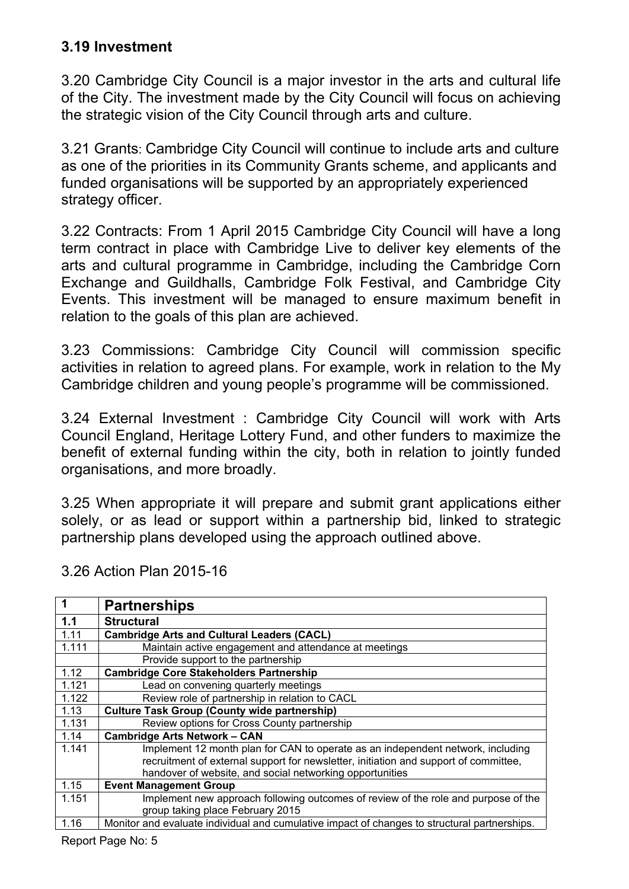### 3.19 Investment

3.20 Cambridge City Council is a major investor in the arts and cultural life of the City. The investment made by the City Council will focus on achieving the strategic vision of the City Council through arts and culture.

3.21 Grants: Cambridge City Council will continue to include arts and culture as one of the priorities in its Community Grants scheme, and applicants and funded organisations will be supported by an appropriately experienced strategy officer.

3.22 Contracts: From 1 April 2015 Cambridge City Council will have a long term contract in place with Cambridge Live to deliver key elements of the arts and cultural programme in Cambridge, including the Cambridge Corn Exchange and Guildhalls, Cambridge Folk Festival, and Cambridge City Events. This investment will be managed to ensure maximum benefit in relation to the goals of this plan are achieved.

3.23 Commissions: Cambridge City Council will commission specific activities in relation to agreed plans. For example, work in relation to the My Cambridge children and young people's programme will be commissioned.

3.24 External Investment : Cambridge City Council will work with Arts Council England, Heritage Lottery Fund, and other funders to maximize the benefit of external funding within the city, both in relation to jointly funded organisations, and more broadly.

3.25 When appropriate it will prepare and submit grant applications either solely, or as lead or support within a partnership bid, linked to strategic partnership plans developed using the approach outlined above.

3.26 Action Plan 2015-16

| **1** | **Partnerships** |
|---|---|
| **1.1** | **Structural** |
| 1.11 | **Cambridge Arts and Cultural Leaders (CACL)** |
| 1.111 | Maintain active engagement and attendance at meetings |
| | Provide support to the partnership |
| 1.12 | **Cambridge Core Stakeholders Partnership** |
| 1.121 | Lead on convening quarterly meetings |
| 1.122 | Review role of partnership in relation to CACL |
| 1.13 | **Culture Task Group (County wide partnership)** |
| 1.131 | Review options for Cross County partnership |
| 1.14 | **Cambridge Arts Network – CAN** |
| 1.141 | Implement 12 month plan for CAN to operate as an independent network, including recruitment of external support for newsletter, initiation and support of committee, handover of website, and social networking opportunities |
| 1.15 | **Event Management Group** |
| 1.151 | Implement new approach following outcomes of review of the role and purpose of the group taking place February 2015 |
| 1.16 | Monitor and evaluate individual and cumulative impact of changes to structural partnerships. |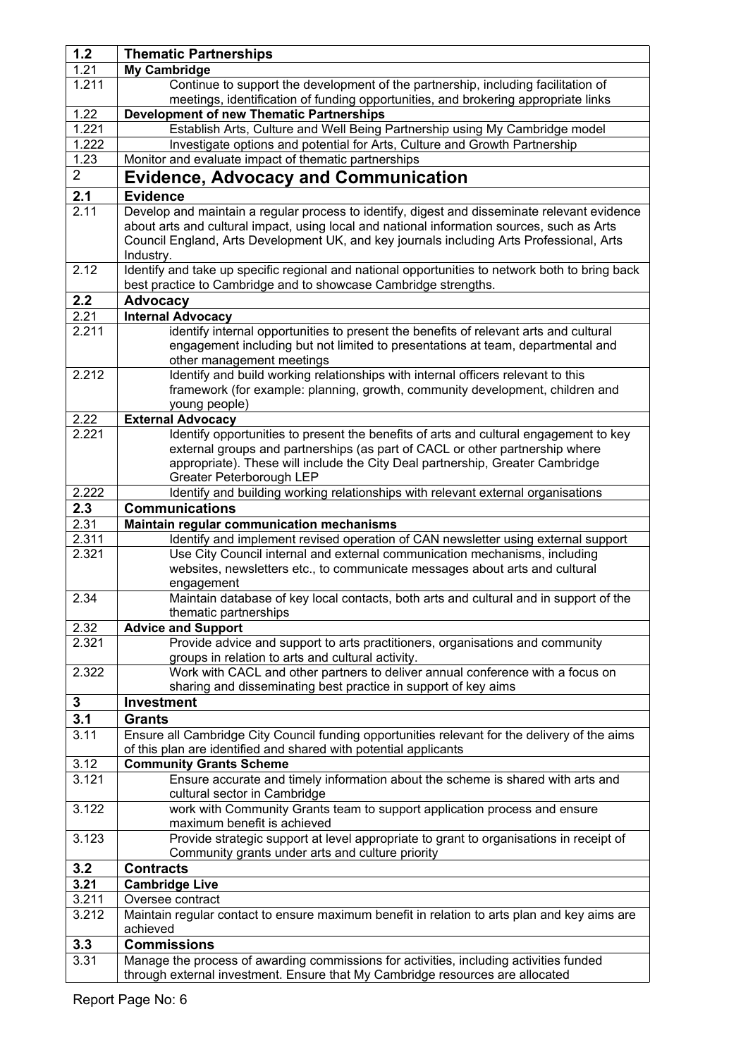| 1.2 | **Thematic Partnerships** |
|---|---|
| 1.21 | **My Cambridge** |
| 1.211 | Continue to support the development of the partnership, including facilitation of meetings, identification of funding opportunities, and brokering appropriate links |
| 1.22 | **Development of new Thematic Partnerships** |
| 1.221 | Establish Arts, Culture and Well Being Partnership using My Cambridge model |
| 1.222 | Investigate options and potential for Arts, Culture and Growth Partnership |
| 1.23 | Monitor and evaluate impact of thematic partnerships |
| 2 | **Evidence, Advocacy and Communication** |
| **2.1** | **Evidence** |
| 2.11 | Develop and maintain a regular process to identify, digest and disseminate relevant evidence about arts and cultural impact, using local and national information sources, such as Arts Council England, Arts Development UK, and key journals including Arts Professional, Arts Industry. |
| 2.12 | Identify and take up specific regional and national opportunities to network both to bring back best practice to Cambridge and to showcase Cambridge strengths. |
| **2.2** | **Advocacy** |
| 2.21 | **Internal Advocacy** |
| 2.211 | identify internal opportunities to present the benefits of relevant arts and cultural engagement including but not limited to presentations at team, departmental and other management meetings |
| 2.212 | Identify and build working relationships with internal officers relevant to this framework (for example: planning, growth, community development, children and young people) |
| 2.22 | **External Advocacy** |
| 2.221 | Identify opportunities to present the benefits of arts and cultural engagement to key external groups and partnerships (as part of CACL or other partnership where appropriate). These will include the City Deal partnership, Greater Cambridge Greater Peterborough LEP |
| 2.222 | Identify and building working relationships with relevant external organisations |
| **2.3** | **Communications** |
| 2.31 | **Maintain regular communication mechanisms** |
| 2.311 | Identify and implement revised operation of CAN newsletter using external support |
| 2.321 | Use City Council internal and external communication mechanisms, including websites, newsletters etc., to communicate messages about arts and cultural engagement |
| 2.34 | Maintain database of key local contacts, both arts and cultural and in support of the thematic partnerships |
| 2.32 | **Advice and Support** |
| 2.321 | Provide advice and support to arts practitioners, organisations and community groups in relation to arts and cultural activity. |
| 2.322 | Work with CACL and other partners to deliver annual conference with a focus on sharing and disseminating best practice in support of key aims |
| **3** | **Investment** |
| **3.1** | **Grants** |
| 3.11 | Ensure all Cambridge City Council funding opportunities relevant for the delivery of the aims of this plan are identified and shared with potential applicants |
| 3.12 | **Community Grants Scheme** |
| 3.121 | Ensure accurate and timely information about the scheme is shared with arts and cultural sector in Cambridge |
| 3.122 | work with Community Grants team to support application process and ensure maximum benefit is achieved |
| 3.123 | Provide strategic support at level appropriate to grant to organisations in receipt of Community grants under arts and culture priority |
| **3.2** | **Contracts** |
| **3.21** | **Cambridge Live** |
| 3.211 | Oversee contract |
| 3.212 | Maintain regular contact to ensure maximum benefit in relation to arts plan and key aims are achieved |
| **3.3** | **Commissions** |
| 3.31 | Manage the process of awarding commissions for activities, including activities funded through external investment. Ensure that My Cambridge resources are allocated |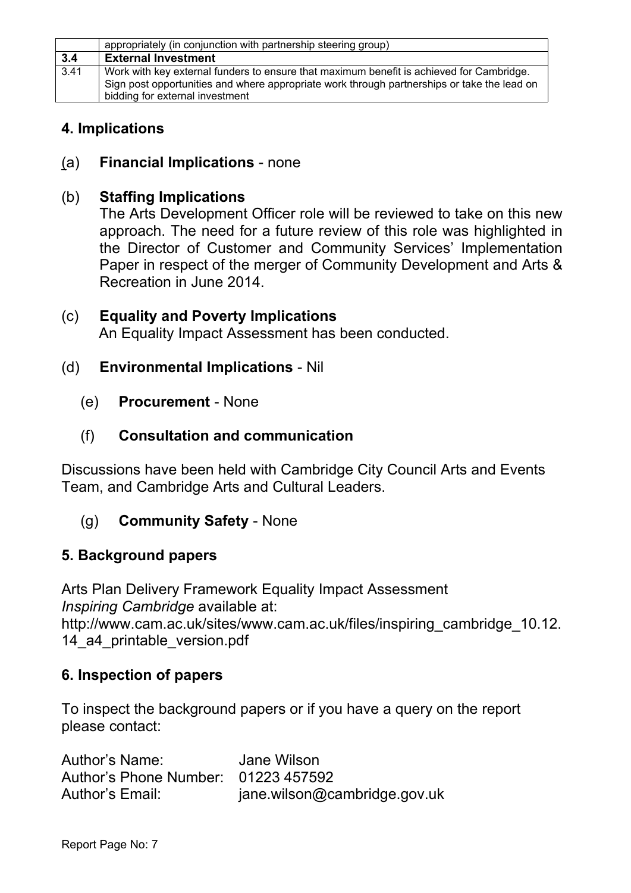| | |
|---|---|
| | appropriately (in conjunction with partnership steering group) |
| **3.4** | **External Investment** |
| 3.41 | Work with key external funders to ensure that maximum benefit is achieved for Cambridge. Sign post opportunities and where appropriate work through partnerships or take the lead on bidding for external investment |

## 4. Implications

(a) **Financial Implications** - none

(b) **Staffing Implications**
The Arts Development Officer role will be reviewed to take on this new approach. The need for a future review of this role was highlighted in the Director of Customer and Community Services' Implementation Paper in respect of the merger of Community Development and Arts & Recreation in June 2014.

(c) **Equality and Poverty Implications**
An Equality Impact Assessment has been conducted.

(d) **Environmental Implications** - Nil

(e) **Procurement** - None

(f) **Consultation and communication**

Discussions have been held with Cambridge City Council Arts and Events Team, and Cambridge Arts and Cultural Leaders.

(g) **Community Safety** - None

## 5. Background papers

Arts Plan Delivery Framework Equality Impact Assessment
*Inspiring Cambridge* available at:
http://www.cam.ac.uk/sites/www.cam.ac.uk/files/inspiring_cambridge_10.12.14_a4_printable_version.pdf

## 6. Inspection of papers

To inspect the background papers or if you have a query on the report please contact:

Author's Name: Jane Wilson
Author's Phone Number: 01223 457592
Author's Email: jane.wilson@cambridge.gov.uk